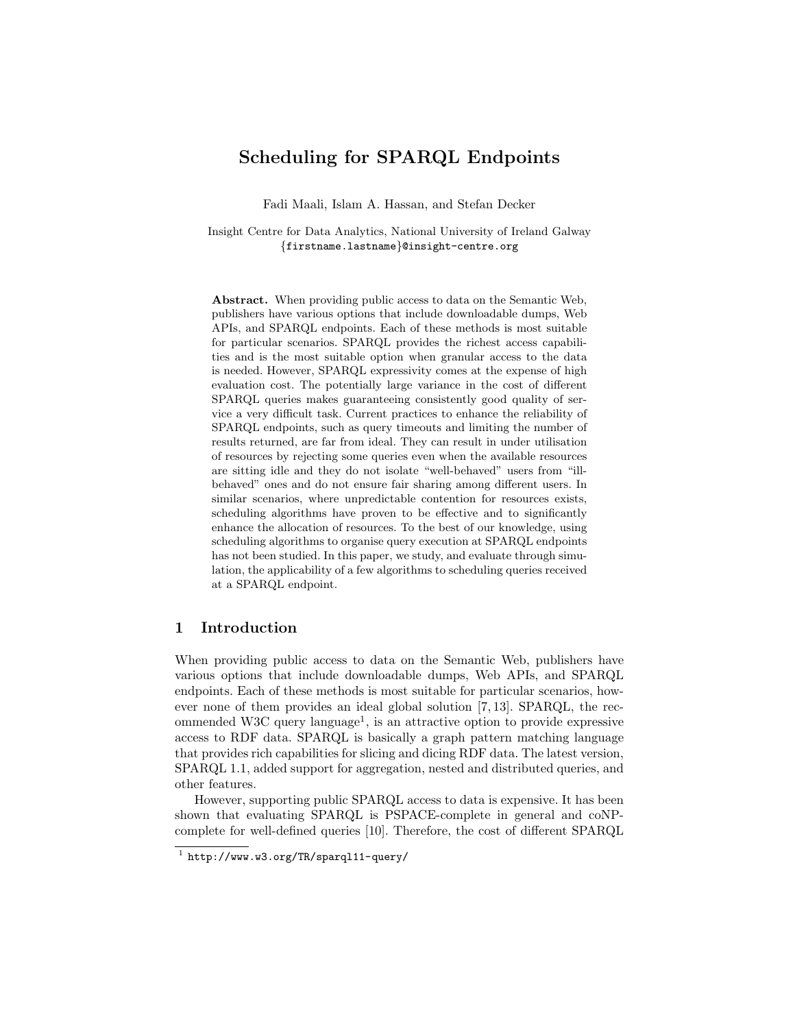# Scheduling for SPARQL Endpoints

Fadi Maali, Islam A. Hassan, and Stefan Decker

Insight Centre for Data Analytics, National University of Ireland Galway
{firstname.lastname}@insight-centre.org

**Abstract.** When providing public access to data on the Semantic Web, publishers have various options that include downloadable dumps, Web APIs, and SPARQL endpoints. Each of these methods is most suitable for particular scenarios. SPARQL provides the richest access capabilities and is the most suitable option when granular access to the data is needed. However, SPARQL expressivity comes at the expense of high evaluation cost. The potentially large variance in the cost of different SPARQL queries makes guaranteeing consistently good quality of service a very difficult task. Current practices to enhance the reliability of SPARQL endpoints, such as query timeouts and limiting the number of results returned, are far from ideal. They can result in under utilisation of resources by rejecting some queries even when the available resources are sitting idle and they do not isolate "well-behaved" users from "ill-behaved" ones and do not ensure fair sharing among different users. In similar scenarios, where unpredictable contention for resources exists, scheduling algorithms have proven to be effective and to significantly enhance the allocation of resources. To the best of our knowledge, using scheduling algorithms to organise query execution at SPARQL endpoints has not been studied. In this paper, we study, and evaluate through simulation, the applicability of a few algorithms to scheduling queries received at a SPARQL endpoint.

## 1 Introduction

When providing public access to data on the Semantic Web, publishers have various options that include downloadable dumps, Web APIs, and SPARQL endpoints. Each of these methods is most suitable for particular scenarios, however none of them provides an ideal global solution [7, 13]. SPARQL, the recommended W3C query language[1], is an attractive option to provide expressive access to RDF data. SPARQL is basically a graph pattern matching language that provides rich capabilities for slicing and dicing RDF data. The latest version, SPARQL 1.1, added support for aggregation, nested and distributed queries, and other features.

However, supporting public SPARQL access to data is expensive. It has been shown that evaluating SPARQL is PSPACE-complete in general and coNP-complete for well-defined queries [10]. Therefore, the cost of different SPARQL

[1] http://www.w3.org/TR/sparql11-query/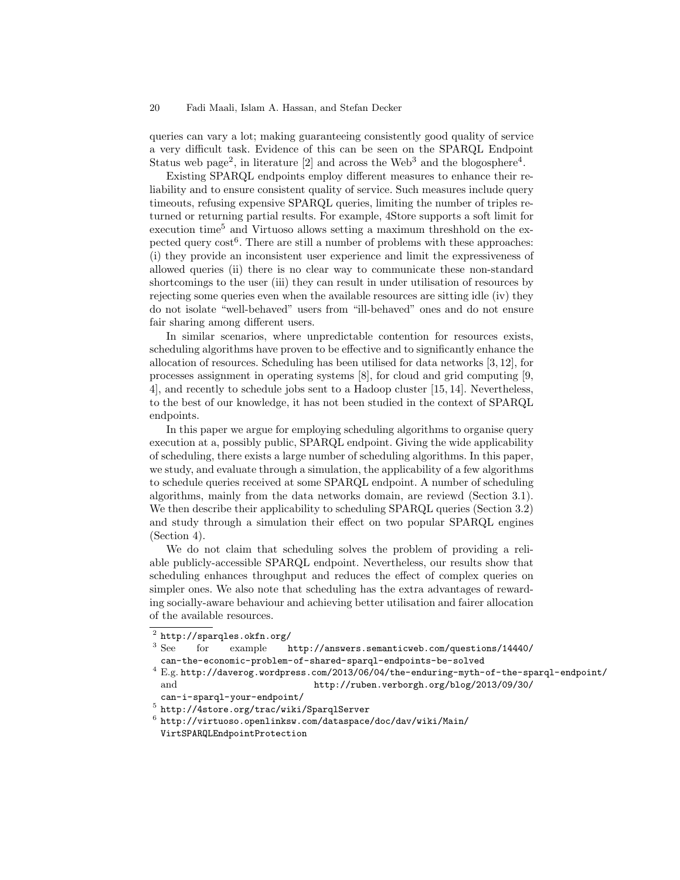queries can vary a lot; making guaranteeing consistently good quality of service a very difficult task. Evidence of this can be seen on the SPARQL Endpoint Status web page[2], in literature [2] and across the Web[3] and the blogosphere[4].

Existing SPARQL endpoints employ different measures to enhance their reliability and to ensure consistent quality of service. Such measures include query timeouts, refusing expensive SPARQL queries, limiting the number of triples returned or returning partial results. For example, 4Store supports a soft limit for execution time[5] and Virtuoso allows setting a maximum threshhold on the expected query cost[6]. There are still a number of problems with these approaches: (i) they provide an inconsistent user experience and limit the expressiveness of allowed queries (ii) there is no clear way to communicate these non-standard shortcomings to the user (iii) they can result in under utilisation of resources by rejecting some queries even when the available resources are sitting idle (iv) they do not isolate "well-behaved" users from "ill-behaved" ones and do not ensure fair sharing among different users.

In similar scenarios, where unpredictable contention for resources exists, scheduling algorithms have proven to be effective and to significantly enhance the allocation of resources. Scheduling has been utilised for data networks [3, 12], for processes assignment in operating systems [8], for cloud and grid computing [9, 4], and recently to schedule jobs sent to a Hadoop cluster [15, 14]. Nevertheless, to the best of our knowledge, it has not been studied in the context of SPARQL endpoints.

In this paper we argue for employing scheduling algorithms to organise query execution at a, possibly public, SPARQL endpoint. Giving the wide applicability of scheduling, there exists a large number of scheduling algorithms. In this paper, we study, and evaluate through a simulation, the applicability of a few algorithms to schedule queries received at some SPARQL endpoint. A number of scheduling algorithms, mainly from the data networks domain, are reviewd (Section 3.1). We then describe their applicability to scheduling SPARQL queries (Section 3.2) and study through a simulation their effect on two popular SPARQL engines (Section 4).

We do not claim that scheduling solves the problem of providing a reliable publicly-accessible SPARQL endpoint. Nevertheless, our results show that scheduling enhances throughput and reduces the effect of complex queries on simpler ones. We also note that scheduling has the extra advantages of rewarding socially-aware behaviour and achieving better utilisation and fairer allocation of the available resources.

---

[2] http://sparqles.okfn.org/

[3] See for example http://answers.semanticweb.com/questions/14440/can-the-economic-problem-of-shared-sparql-endpoints-be-solved

[4] E.g. http://daverog.wordpress.com/2013/06/04/the-enduring-myth-of-the-sparql-endpoint/ and http://ruben.verborgh.org/blog/2013/09/30/can-i-sparql-your-endpoint/

[5] http://4store.org/trac/wiki/SparqlServer

[6] http://virtuoso.openlinksw.com/dataspace/doc/dav/wiki/Main/VirtSPARQLEndpointProtection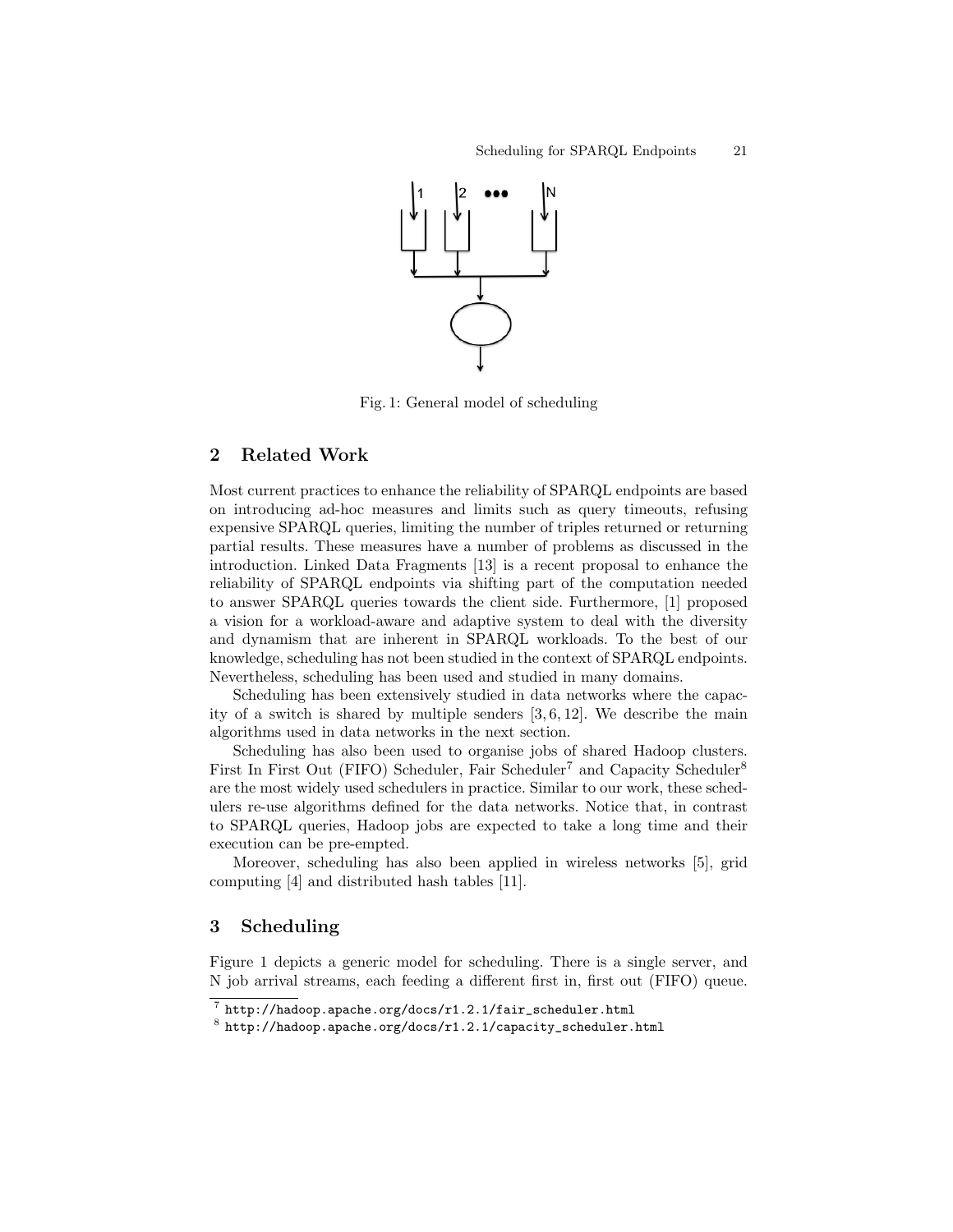Fig. 1: General model of scheduling

## 2 Related Work

Most current practices to enhance the reliability of SPARQL endpoints are based on introducing ad-hoc measures and limits such as query timeouts, refusing expensive SPARQL queries, limiting the number of triples returned or returning partial results. These measures have a number of problems as discussed in the introduction. Linked Data Fragments [13] is a recent proposal to enhance the reliability of SPARQL endpoints via shifting part of the computation needed to answer SPARQL queries towards the client side. Furthermore, [1] proposed a vision for a workload-aware and adaptive system to deal with the diversity and dynamism that are inherent in SPARQL workloads. To the best of our knowledge, scheduling has not been studied in the context of SPARQL endpoints. Nevertheless, scheduling has been used and studied in many domains.

Scheduling has been extensively studied in data networks where the capacity of a switch is shared by multiple senders [3, 6, 12]. We describe the main algorithms used in data networks in the next section.

Scheduling has also been used to organise jobs of shared Hadoop clusters. First In First Out (FIFO) Scheduler, Fair Scheduler[7] and Capacity Scheduler[8] are the most widely used schedulers in practice. Similar to our work, these schedulers re-use algorithms defined for the data networks. Notice that, in contrast to SPARQL queries, Hadoop jobs are expected to take a long time and their execution can be pre-empted.

Moreover, scheduling has also been applied in wireless networks [5], grid computing [4] and distributed hash tables [11].

## 3 Scheduling

Figure 1 depicts a generic model for scheduling. There is a single server, and N job arrival streams, each feeding a different first in, first out (FIFO) queue.

[7] http://hadoop.apache.org/docs/r1.2.1/fair_scheduler.html

[8] http://hadoop.apache.org/docs/r1.2.1/capacity_scheduler.html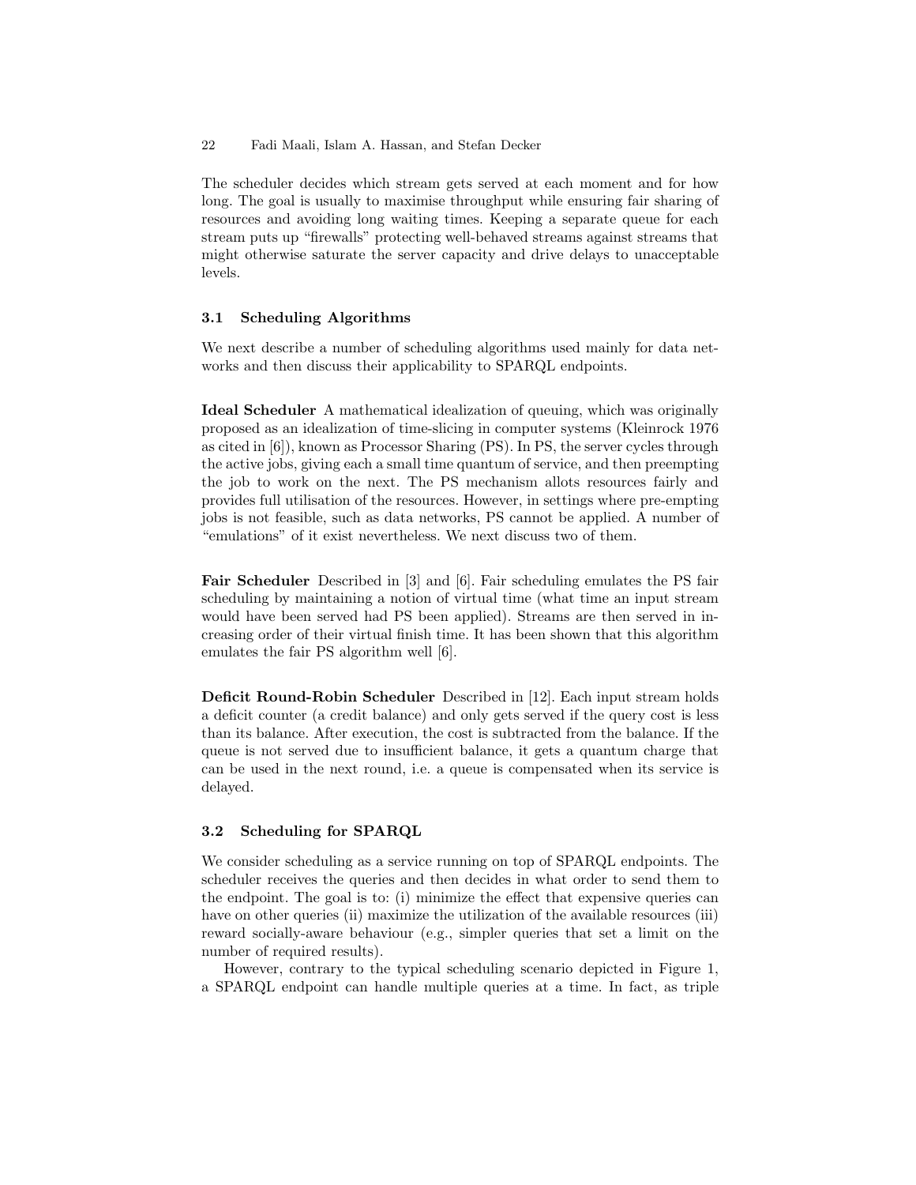The scheduler decides which stream gets served at each moment and for how long. The goal is usually to maximise throughput while ensuring fair sharing of resources and avoiding long waiting times. Keeping a separate queue for each stream puts up "firewalls" protecting well-behaved streams against streams that might otherwise saturate the server capacity and drive delays to unacceptable levels.

### 3.1 Scheduling Algorithms

We next describe a number of scheduling algorithms used mainly for data networks and then discuss their applicability to SPARQL endpoints.

**Ideal Scheduler** A mathematical idealization of queuing, which was originally proposed as an idealization of time-slicing in computer systems (Kleinrock 1976 as cited in [6]), known as Processor Sharing (PS). In PS, the server cycles through the active jobs, giving each a small time quantum of service, and then preempting the job to work on the next. The PS mechanism allots resources fairly and provides full utilisation of the resources. However, in settings where pre-empting jobs is not feasible, such as data networks, PS cannot be applied. A number of "emulations" of it exist nevertheless. We next discuss two of them.

**Fair Scheduler** Described in [3] and [6]. Fair scheduling emulates the PS fair scheduling by maintaining a notion of virtual time (what time an input stream would have been served had PS been applied). Streams are then served in increasing order of their virtual finish time. It has been shown that this algorithm emulates the fair PS algorithm well [6].

**Deficit Round-Robin Scheduler** Described in [12]. Each input stream holds a deficit counter (a credit balance) and only gets served if the query cost is less than its balance. After execution, the cost is subtracted from the balance. If the queue is not served due to insufficient balance, it gets a quantum charge that can be used in the next round, i.e. a queue is compensated when its service is delayed.

### 3.2 Scheduling for SPARQL

We consider scheduling as a service running on top of SPARQL endpoints. The scheduler receives the queries and then decides in what order to send them to the endpoint. The goal is to: (i) minimize the effect that expensive queries can have on other queries (ii) maximize the utilization of the available resources (iii) reward socially-aware behaviour (e.g., simpler queries that set a limit on the number of required results).

However, contrary to the typical scheduling scenario depicted in Figure 1, a SPARQL endpoint can handle multiple queries at a time. In fact, as triple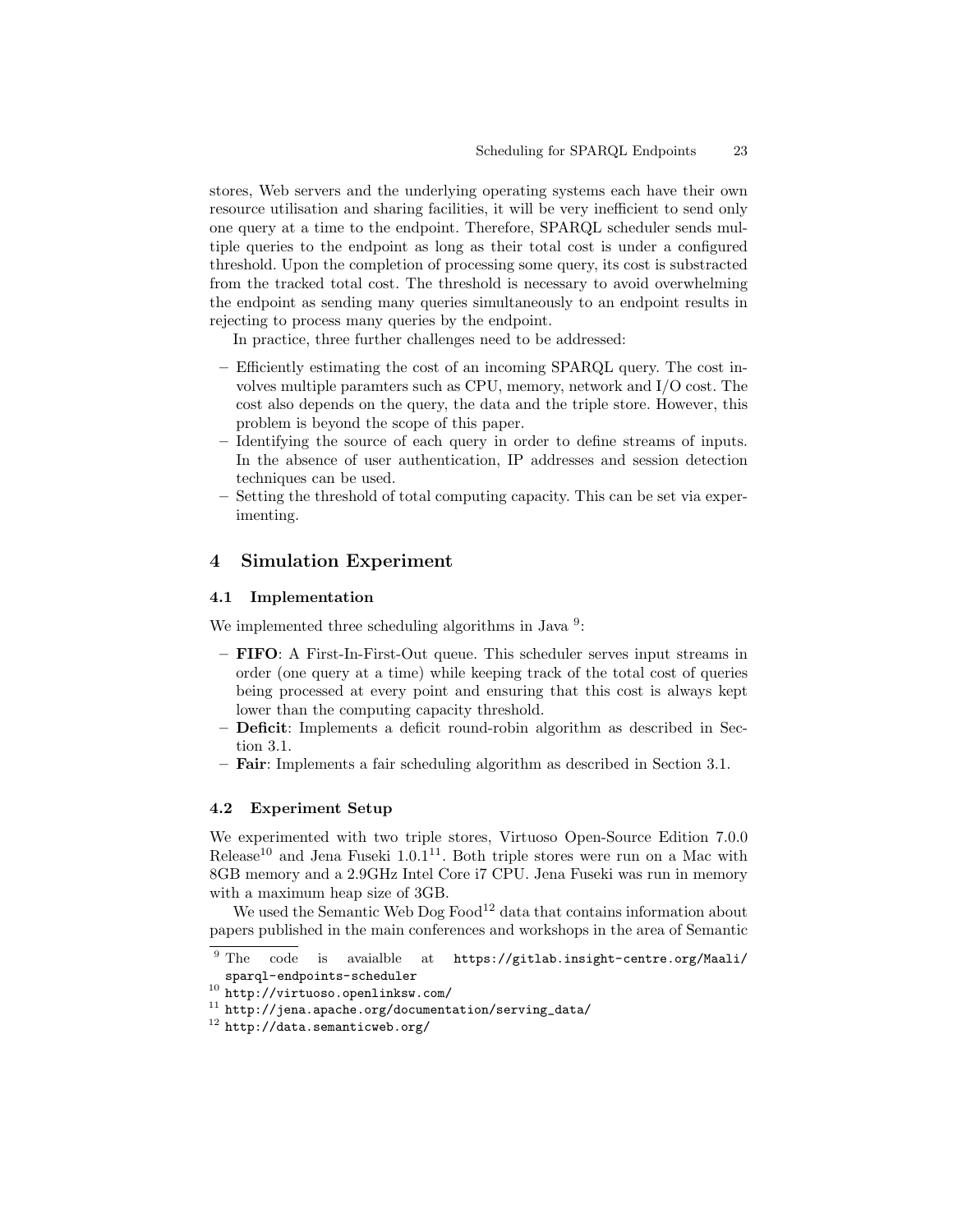stores, Web servers and the underlying operating systems each have their own resource utilisation and sharing facilities, it will be very inefficient to send only one query at a time to the endpoint. Therefore, SPARQL scheduler sends multiple queries to the endpoint as long as their total cost is under a configured threshold. Upon the completion of processing some query, its cost is substracted from the tracked total cost. The threshold is necessary to avoid overwhelming the endpoint as sending many queries simultaneously to an endpoint results in rejecting to process many queries by the endpoint.

In practice, three further challenges need to be addressed:

- Efficiently estimating the cost of an incoming SPARQL query. The cost involves multiple paramters such as CPU, memory, network and I/O cost. The cost also depends on the query, the data and the triple store. However, this problem is beyond the scope of this paper.
- Identifying the source of each query in order to define streams of inputs. In the absence of user authentication, IP addresses and session detection techniques can be used.
- Setting the threshold of total computing capacity. This can be set via experimenting.

## 4 Simulation Experiment

### 4.1 Implementation

We implemented three scheduling algorithms in Java [9]:

- **FIFO**: A First-In-First-Out queue. This scheduler serves input streams in order (one query at a time) while keeping track of the total cost of queries being processed at every point and ensuring that this cost is always kept lower than the computing capacity threshold.
- **Deficit**: Implements a deficit round-robin algorithm as described in Section 3.1.
- **Fair**: Implements a fair scheduling algorithm as described in Section 3.1.

### 4.2 Experiment Setup

We experimented with two triple stores, Virtuoso Open-Source Edition 7.0.0 Release[10] and Jena Fuseki 1.0.1[11]. Both triple stores were run on a Mac with 8GB memory and a 2.9GHz Intel Core i7 CPU. Jena Fuseki was run in memory with a maximum heap size of 3GB.

We used the Semantic Web Dog Food[12] data that contains information about papers published in the main conferences and workshops in the area of Semantic

[9] The code is avaialble at `https://gitlab.insight-centre.org/Maali/sparql-endpoints-scheduler`

[10] `http://virtuoso.openlinksw.com/`

[11] `http://jena.apache.org/documentation/serving_data/`

[12] `http://data.semanticweb.org/`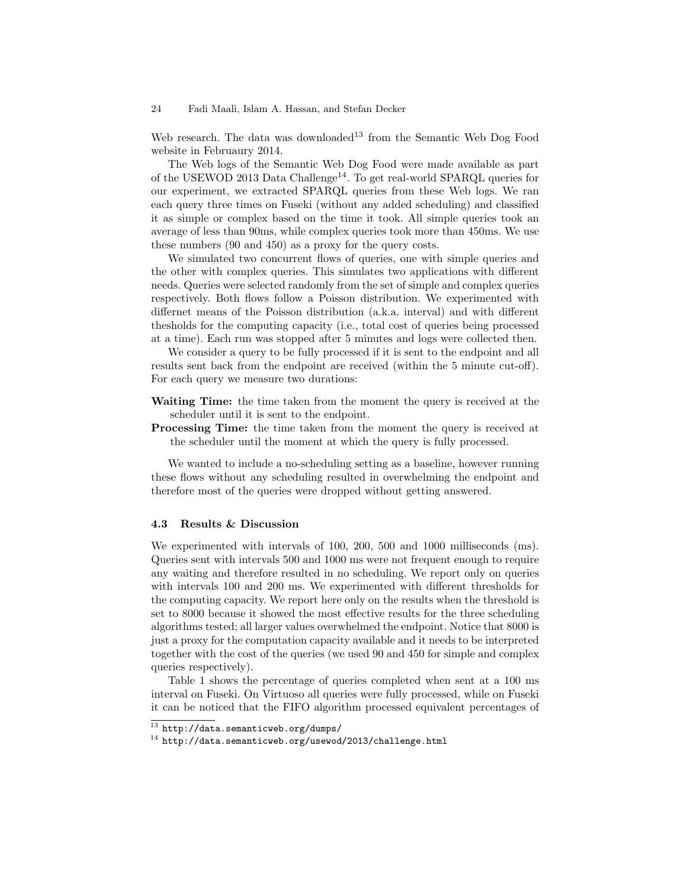Web research. The data was downloaded[13] from the Semantic Web Dog Food website in Februaury 2014.

The Web logs of the Semantic Web Dog Food were made available as part of the USEWOD 2013 Data Challenge[14]. To get real-world SPARQL queries for our experiment, we extracted SPARQL queries from these Web logs. We ran each query three times on Fuseki (without any added scheduling) and classified it as simple or complex based on the time it took. All simple queries took an average of less than 90ms, while complex queries took more than 450ms. We use these numbers (90 and 450) as a proxy for the query costs.

We simulated two concurrent flows of queries, one with simple queries and the other with complex queries. This simulates two applications with different needs. Queries were selected randomly from the set of simple and complex queries respectively. Both flows follow a Poisson distribution. We experimented with differnet means of the Poisson distribution (a.k.a. interval) and with different thesholds for the computing capacity (i.e., total cost of queries being processed at a time). Each run was stopped after 5 minutes and logs were collected then.

We consider a query to be fully processed if it is sent to the endpoint and all results sent back from the endpoint are received (within the 5 minute cut-off). For each query we measure two durations:

**Waiting Time:** the time taken from the moment the query is received at the scheduler until it is sent to the endpoint.

**Processing Time:** the time taken from the moment the query is received at the scheduler until the moment at which the query is fully processed.

We wanted to include a no-scheduling setting as a baseline, however running these flows without any scheduling resulted in overwhelming the endpoint and therefore most of the queries were dropped without getting answered.

### 4.3 Results & Discussion

We experimented with intervals of 100, 200, 500 and 1000 milliseconds (ms). Queries sent with intervals 500 and 1000 ms were not frequent enough to require any waiting and therefore resulted in no scheduling. We report only on queries with intervals 100 and 200 ms. We experimented with different thresholds for the computing capacity. We report here only on the results when the threshold is set to 8000 because it showed the most effective results for the three scheduling algorithms tested; all larger values overwhelmed the endpoint. Notice that 8000 is just a proxy for the computation capacity available and it needs to be interpreted together with the cost of the queries (we used 90 and 450 for simple and complex queries respectively).

Table 1 shows the percentage of queries completed when sent at a 100 ms interval on Fuseki. On Virtuoso all queries were fully processed, while on Fuseki it can be noticed that the FIFO algorithm processed equivalent percentages of

[13] http://data.semanticweb.org/dumps/

[14] http://data.semanticweb.org/usewod/2013/challenge.html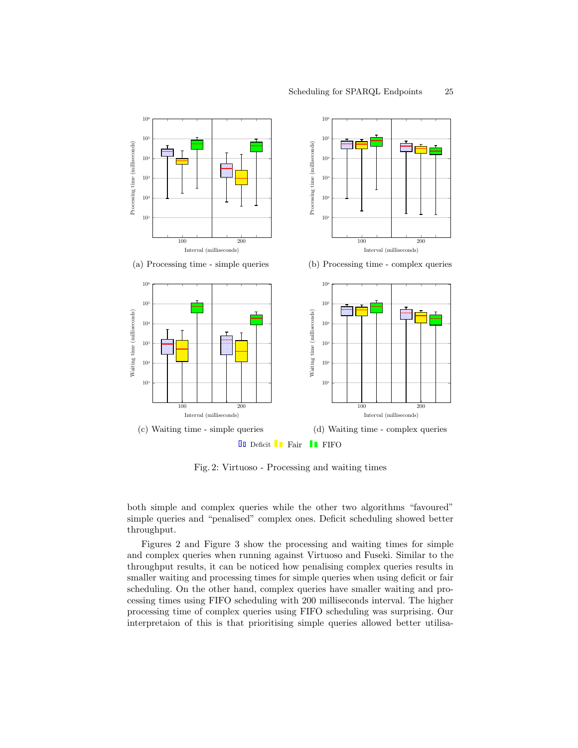(a) Processing time - simple queries

(b) Processing time - complex queries

(c) Waiting time - simple queries

(d) Waiting time - complex queries

Deficit Fair FIFO

Fig. 2: Virtuoso - Processing and waiting times

both simple and complex queries while the other two algorithms "favoured" simple queries and "penalised" complex ones. Deficit scheduling showed better throughput.

Figures 2 and Figure 3 show the processing and waiting times for simple and complex queries when running against Virtuoso and Fuseki. Similar to the throughput results, it can be noticed how penalising complex queries results in smaller waiting and processing times for simple queries when using deficit or fair scheduling. On the other hand, complex queries have smaller waiting and processing times using FIFO scheduling with 200 milliseconds interval. The higher processing time of complex queries using FIFO scheduling was surprising. Our interpretaion of this is that prioritising simple queries allowed better utilisa-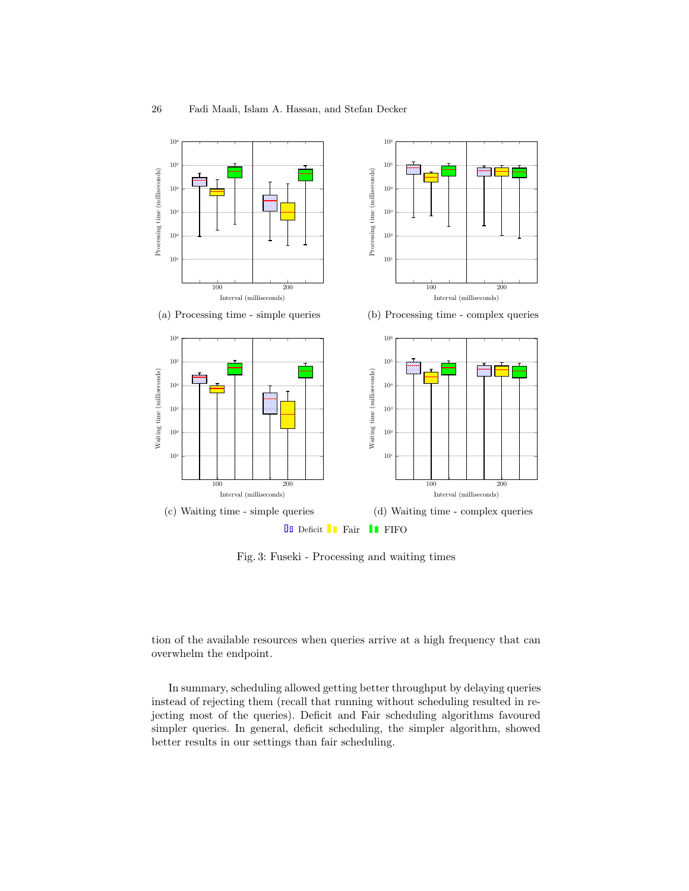(a) Processing time - simple queries

(b) Processing time - complex queries

(c) Waiting time - simple queries

(d) Waiting time - complex queries

Deicit Fair FIFO

Fig. 3: Fuseki - Processing and waiting times

tion of the available resources when queries arrive at a high frequency that can overwhelm the endpoint.

In summary, scheduling allowed getting better throughput by delaying queries instead of rejecting them (recall that running without scheduling resulted in rejecting most of the queries). Deficit and Fair scheduling algorithms favoured simpler queries. In general, deficit scheduling, the simpler algorithm, showed better results in our settings than fair scheduling.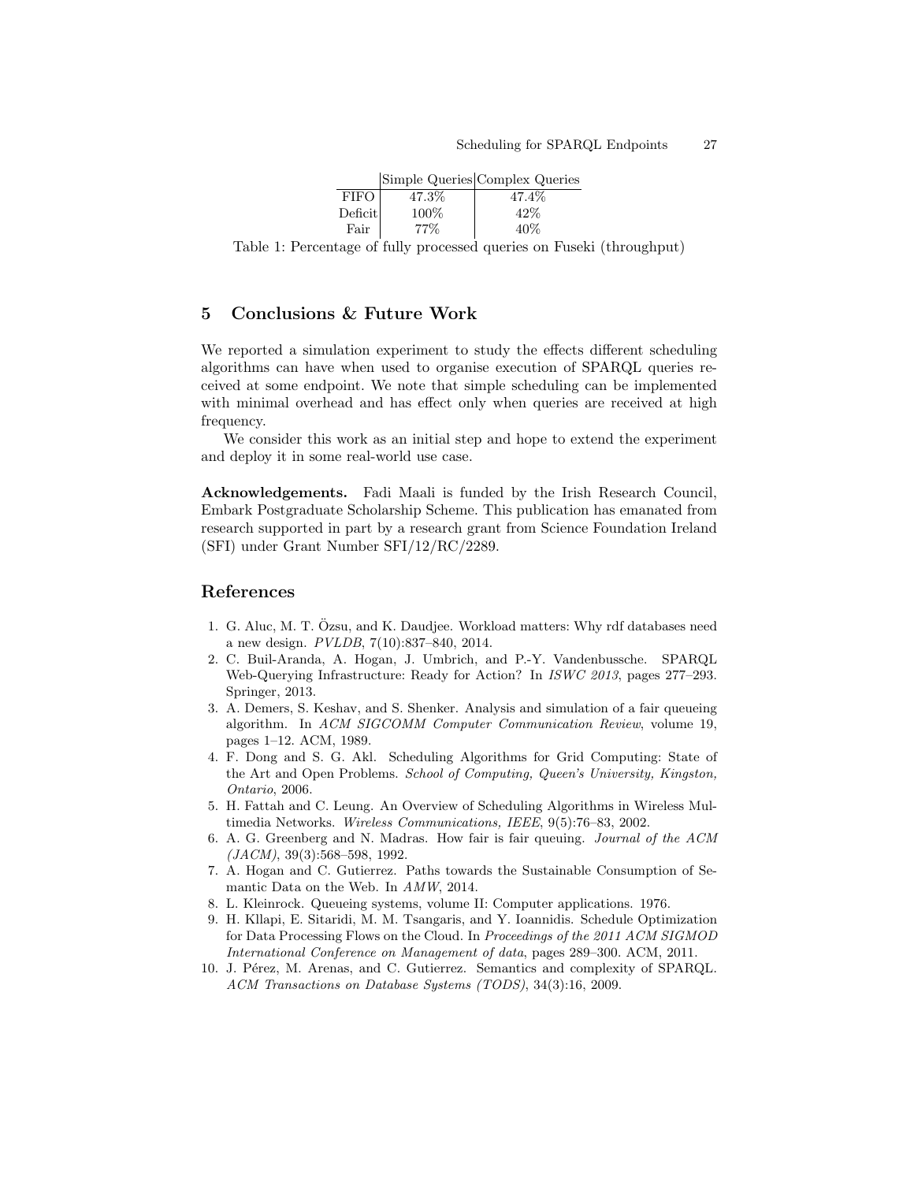| | Simple Queries | Complex Queries |
|---|---|---|
| FIFO | 47.3% | 47.4% |
| Deficit | 100% | 42% |
| Fair | 77% | 40% |

Table 1: Percentage of fully processed queries on Fuseki (throughput)

## 5 Conclusions & Future Work

We reported a simulation experiment to study the effects different scheduling algorithms can have when used to organise execution of SPARQL queries received at some endpoint. We note that simple scheduling can be implemented with minimal overhead and has effect only when queries are received at high frequency.

We consider this work as an initial step and hope to extend the experiment and deploy it in some real-world use case.

**Acknowledgements.** Fadi Maali is funded by the Irish Research Council, Embark Postgraduate Scholarship Scheme. This publication has emanated from research supported in part by a research grant from Science Foundation Ireland (SFI) under Grant Number SFI/12/RC/2289.

## References

1. G. Aluc, M. T. Özsu, and K. Daudjee. Workload matters: Why rdf databases need a new design. *PVLDB*, 7(10):837–840, 2014.
2. C. Buil-Aranda, A. Hogan, J. Umbrich, and P.-Y. Vandenbussche. SPARQL Web-Querying Infrastructure: Ready for Action? In *ISWC 2013*, pages 277–293. Springer, 2013.
3. A. Demers, S. Keshav, and S. Shenker. Analysis and simulation of a fair queueing algorithm. In *ACM SIGCOMM Computer Communication Review*, volume 19, pages 1–12. ACM, 1989.
4. F. Dong and S. G. Akl. Scheduling Algorithms for Grid Computing: State of the Art and Open Problems. *School of Computing, Queen's University, Kingston, Ontario*, 2006.
5. H. Fattah and C. Leung. An Overview of Scheduling Algorithms in Wireless Multimedia Networks. *Wireless Communications, IEEE*, 9(5):76–83, 2002.
6. A. G. Greenberg and N. Madras. How fair is fair queuing. *Journal of the ACM (JACM)*, 39(3):568–598, 1992.
7. A. Hogan and C. Gutierrez. Paths towards the Sustainable Consumption of Semantic Data on the Web. In *AMW*, 2014.
8. L. Kleinrock. Queueing systems, volume II: Computer applications. 1976.
9. H. Kllapi, E. Sitaridi, M. M. Tsangaris, and Y. Ioannidis. Schedule Optimization for Data Processing Flows on the Cloud. In *Proceedings of the 2011 ACM SIGMOD International Conference on Management of data*, pages 289–300. ACM, 2011.
10. J. Pérez, M. Arenas, and C. Gutierrez. Semantics and complexity of SPARQL. *ACM Transactions on Database Systems (TODS)*, 34(3):16, 2009.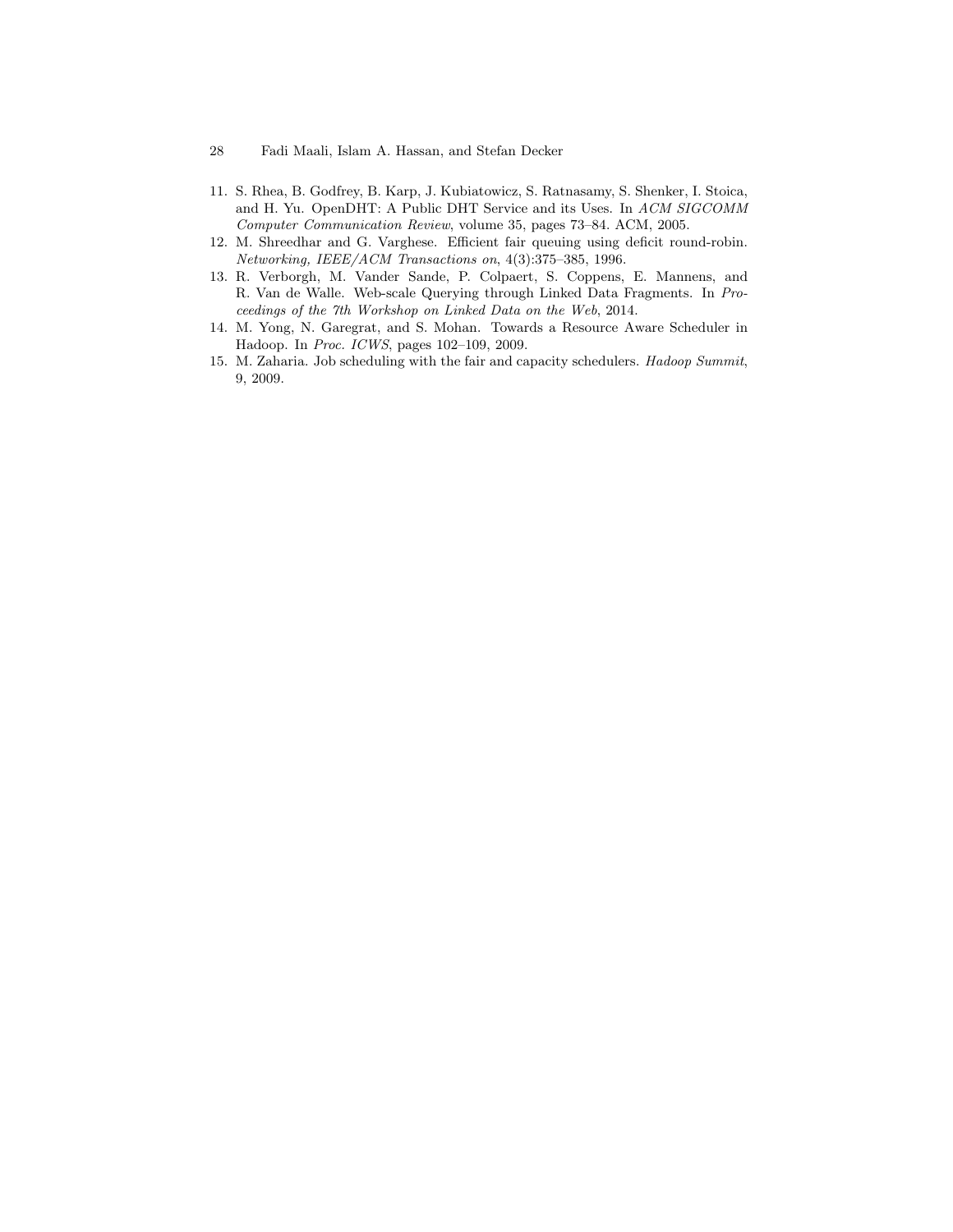11. S. Rhea, B. Godfrey, B. Karp, J. Kubiatowicz, S. Ratnasamy, S. Shenker, I. Stoica, and H. Yu. OpenDHT: A Public DHT Service and its Uses. In *ACM SIGCOMM Computer Communication Review*, volume 35, pages 73–84. ACM, 2005.
12. M. Shreedhar and G. Varghese. Efficient fair queuing using deficit round-robin. *Networking, IEEE/ACM Transactions on*, 4(3):375–385, 1996.
13. R. Verborgh, M. Vander Sande, P. Colpaert, S. Coppens, E. Mannens, and R. Van de Walle. Web-scale Querying through Linked Data Fragments. In *Proceedings of the 7th Workshop on Linked Data on the Web*, 2014.
14. M. Yong, N. Garegrat, and S. Mohan. Towards a Resource Aware Scheduler in Hadoop. In *Proc. ICWS*, pages 102–109, 2009.
15. M. Zaharia. Job scheduling with the fair and capacity schedulers. *Hadoop Summit*, 9, 2009.